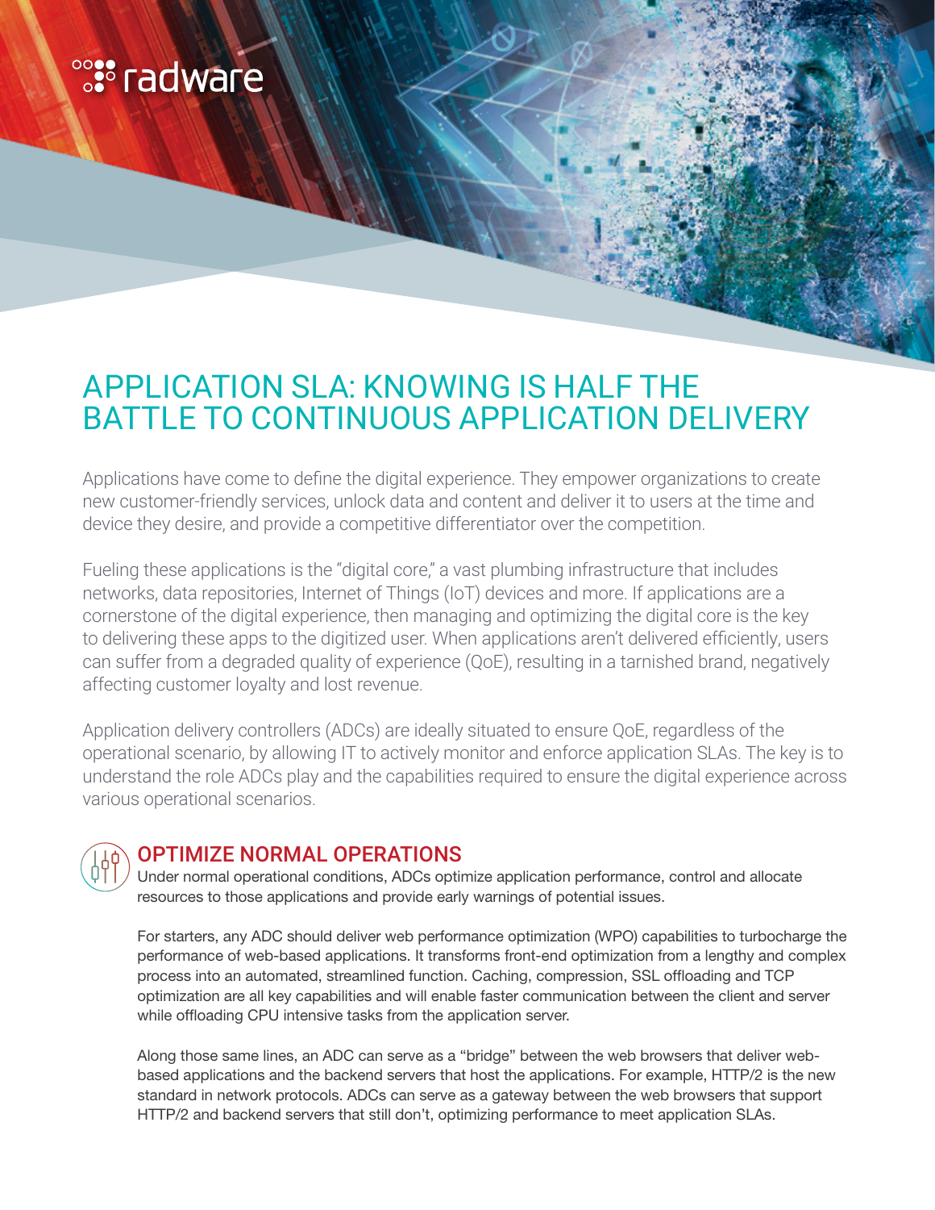radware

# APPLICATION SLA: KNOWING IS HALF THE BATTLE TO CONTINUOUS APPLICATION DELIVERY

Applications have come to define the digital experience. They empower organizations to create new customer-friendly services, unlock data and content and deliver it to users at the time and device they desire, and provide a competitive differentiator over the competition.

Fueling these applications is the "digital core," a vast plumbing infrastructure that includes networks, data repositories, Internet of Things (IoT) devices and more. If applications are a cornerstone of the digital experience, then managing and optimizing the digital core is the key to delivering these apps to the digitized user. When applications aren't delivered efficiently, users can suffer from a degraded quality of experience (QoE), resulting in a tarnished brand, negatively affecting customer loyalty and lost revenue.

Application delivery controllers (ADCs) are ideally situated to ensure QoE, regardless of the operational scenario, by allowing IT to actively monitor and enforce application SLAs. The key is to understand the role ADCs play and the capabilities required to ensure the digital experience across various operational scenarios.

## OPTIMIZE NORMAL OPERATIONS

Under normal operational conditions, ADCs optimize application performance, control and allocate resources to those applications and provide early warnings of potential issues.

For starters, any ADC should deliver web performance optimization (WPO) capabilities to turbocharge the performance of web-based applications. It transforms front-end optimization from a lengthy and complex process into an automated, streamlined function. Caching, compression, SSL offloading and TCP optimization are all key capabilities and will enable faster communication between the client and server while offloading CPU intensive tasks from the application server.

Along those same lines, an ADC can serve as a "bridge" between the web browsers that deliver web-based applications and the backend servers that host the applications. For example, HTTP/2 is the new standard in network protocols. ADCs can serve as a gateway between the web browsers that support HTTP/2 and backend servers that still don't, optimizing performance to meet application SLAs.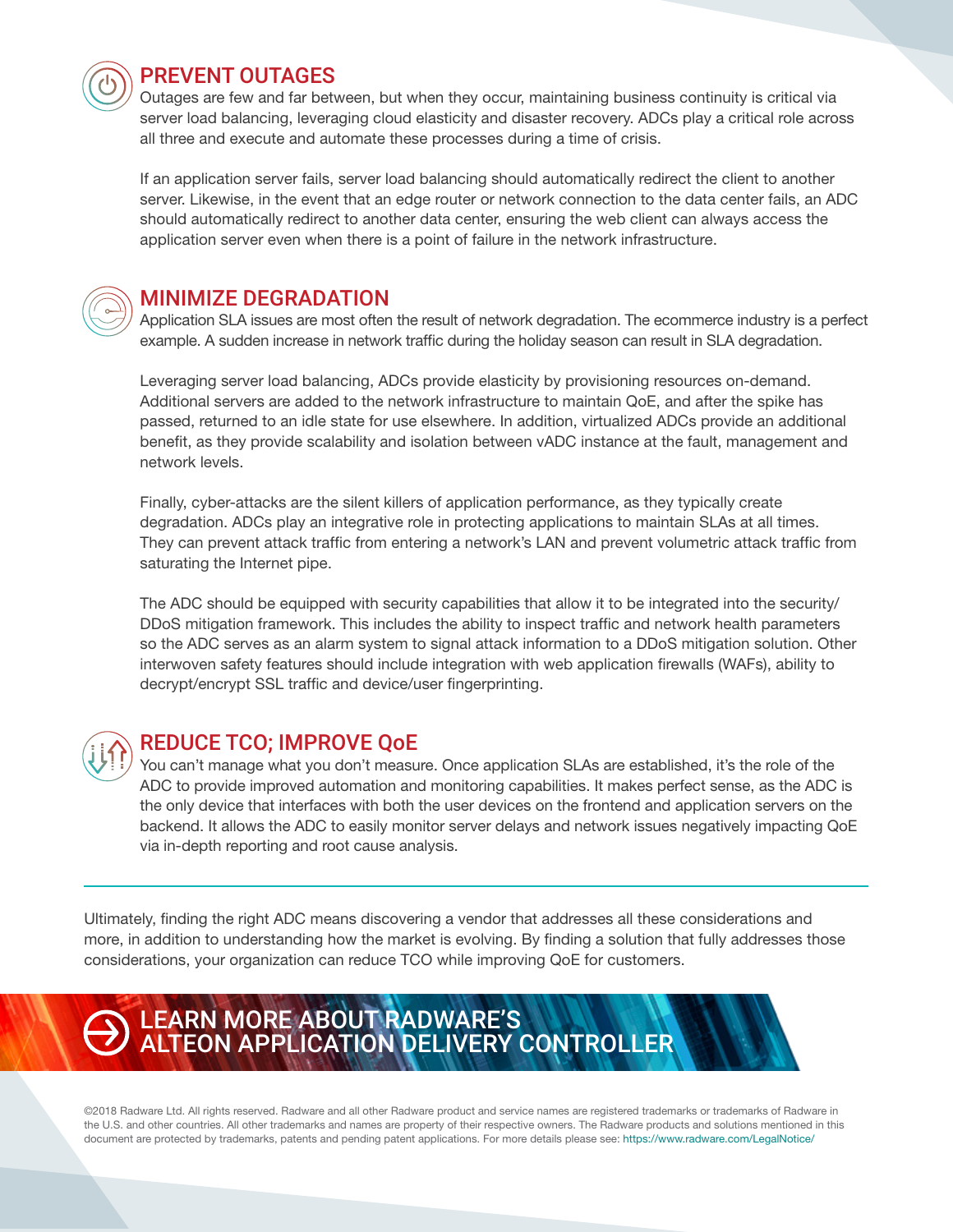## PREVENT OUTAGES

Outages are few and far between, but when they occur, maintaining business continuity is critical via server load balancing, leveraging cloud elasticity and disaster recovery. ADCs play a critical role across all three and execute and automate these processes during a time of crisis.

If an application server fails, server load balancing should automatically redirect the client to another server. Likewise, in the event that an edge router or network connection to the data center fails, an ADC should automatically redirect to another data center, ensuring the web client can always access the application server even when there is a point of failure in the network infrastructure.

## MINIMIZE DEGRADATION

Application SLA issues are most often the result of network degradation. The ecommerce industry is a perfect example. A sudden increase in network traffic during the holiday season can result in SLA degradation.

Leveraging server load balancing, ADCs provide elasticity by provisioning resources on-demand. Additional servers are added to the network infrastructure to maintain QoE, and after the spike has passed, returned to an idle state for use elsewhere. In addition, virtualized ADCs provide an additional benefit, as they provide scalability and isolation between vADC instance at the fault, management and network levels.

Finally, cyber-attacks are the silent killers of application performance, as they typically create degradation. ADCs play an integrative role in protecting applications to maintain SLAs at all times. They can prevent attack traffic from entering a network's LAN and prevent volumetric attack traffic from saturating the Internet pipe.

The ADC should be equipped with security capabilities that allow it to be integrated into the security/DDoS mitigation framework. This includes the ability to inspect traffic and network health parameters so the ADC serves as an alarm system to signal attack information to a DDoS mitigation solution. Other interwoven safety features should include integration with web application firewalls (WAFs), ability to decrypt/encrypt SSL traffic and device/user fingerprinting.

## REDUCE TCO; IMPROVE QoE

You can't manage what you don't measure. Once application SLAs are established, it's the role of the ADC to provide improved automation and monitoring capabilities. It makes perfect sense, as the ADC is the only device that interfaces with both the user devices on the frontend and application servers on the backend. It allows the ADC to easily monitor server delays and network issues negatively impacting QoE via in-depth reporting and root cause analysis.

---

Ultimately, finding the right ADC means discovering a vendor that addresses all these considerations and more, in addition to understanding how the market is evolving. By finding a solution that fully addresses those considerations, your organization can reduce TCO while improving QoE for customers.

**LEARN MORE ABOUT RADWARE'S ALTEON APPLICATION DELIVERY CONTROLLER**

©2018 Radware Ltd. All rights reserved. Radware and all other Radware product and service names are registered trademarks or trademarks of Radware in the U.S. and other countries. All other trademarks and names are property of their respective owners. The Radware products and solutions mentioned in this document are protected by trademarks, patents and pending patent applications. For more details please see: https://www.radware.com/LegalNotice/